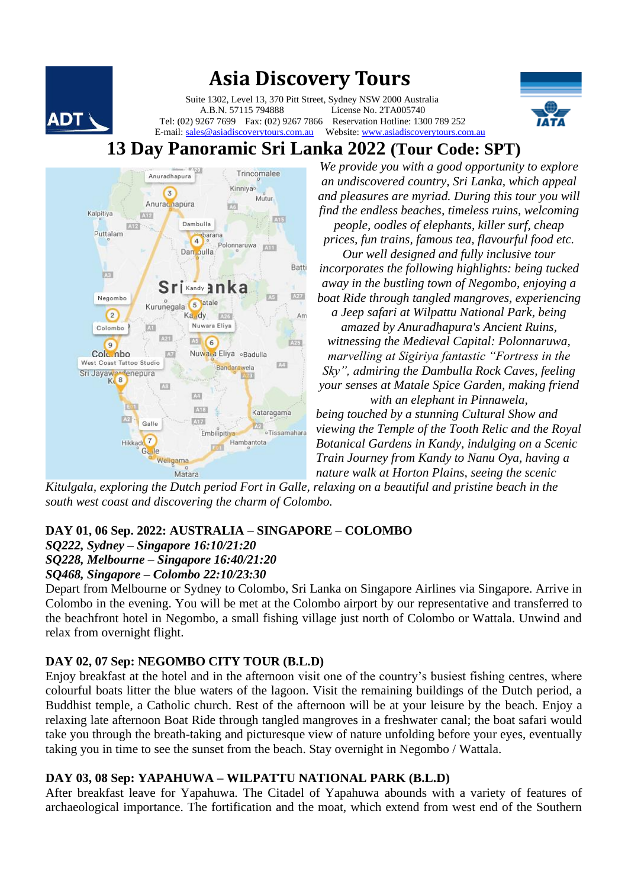# Asia Discovery Tours

Suite 1302, Level 13, 370 Pitt Street, Sydney NSW 2000 Australia
A.B.N. 57115 794888 License No. 2TA005740
Tel: (02) 9267 7699 Fax: (02) 9267 7866 Reservation Hotline: 1300 789 252
E-mail: sales@asiadiscoverytours.com.au Website: www.asiadiscoverytours.com.au

## 13 Day Panoramic Sri Lanka 2022 (Tour Code: SPT)

*We provide you with a good opportunity to explore an undiscovered country, Sri Lanka, which appeal and pleasures are myriad. During this tour you will find the endless beaches, timeless ruins, welcoming people, oodles of elephants, killer surf, cheap prices, fun trains, famous tea, flavourful food etc. Our well designed and fully inclusive tour incorporates the following highlights: being tucked away in the bustling town of Negombo, enjoying a boat Ride through tangled mangroves, experiencing a Jeep safari at Wilpattu National Park, being amazed by Anuradhapura's Ancient Ruins, witnessing the Medieval Capital: Polonnaruwa, marvelling at Sigiriya fantastic "Fortress in the Sky", admiring the Dambulla Rock Caves, feeling your senses at Matale Spice Garden, making friend with an elephant in Pinnawela, being touched by a stunning Cultural Show and viewing the Temple of the Tooth Relic and the Royal Botanical Gardens in Kandy, indulging on a Scenic Train Journey from Kandy to Nanu Oya, having a nature walk at Horton Plains, seeing the scenic Kitulgala, exploring the Dutch period Fort in Galle, relaxing on a beautiful and pristine beach in the south west coast and discovering the charm of Colombo.*

### DAY 01, 06 Sep. 2022: AUSTRALIA – SINGAPORE – COLOMBO

***SQ222, Sydney – Singapore 16:10/21:20***
***SQ228, Melbourne – Singapore 16:40/21:20***
***SQ468, Singapore – Colombo 22:10/23:30***

Depart from Melbourne or Sydney to Colombo, Sri Lanka on Singapore Airlines via Singapore. Arrive in Colombo in the evening. You will be met at the Colombo airport by our representative and transferred to the beachfront hotel in Negombo, a small fishing village just north of Colombo or Wattala. Unwind and relax from overnight flight.

### DAY 02, 07 Sep: NEGOMBO CITY TOUR (B.L.D)

Enjoy breakfast at the hotel and in the afternoon visit one of the country's busiest fishing centres, where colourful boats litter the blue waters of the lagoon. Visit the remaining buildings of the Dutch period, a Buddhist temple, a Catholic church. Rest of the afternoon will be at your leisure by the beach. Enjoy a relaxing late afternoon Boat Ride through tangled mangroves in a freshwater canal; the boat safari would take you through the breath-taking and picturesque view of nature unfolding before your eyes, eventually taking you in time to see the sunset from the beach. Stay overnight in Negombo / Wattala.

### DAY 03, 08 Sep: YAPAHUWA – WILPATTU NATIONAL PARK (B.L.D)

After breakfast leave for Yapahuwa. The Citadel of Yapahuwa abounds with a variety of features of archaeological importance. The fortification and the moat, which extend from west end of the Southern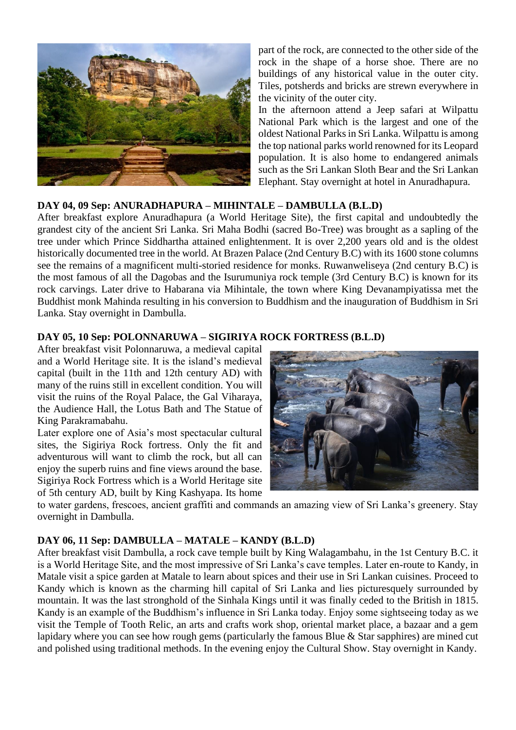part of the rock, are connected to the other side of the rock in the shape of a horse shoe. There are no buildings of any historical value in the outer city. Tiles, potsherds and bricks are strewn everywhere in the vicinity of the outer city.

In the afternoon attend a Jeep safari at Wilpattu National Park which is the largest and one of the oldest National Parks in Sri Lanka. Wilpattu is among the top national parks world renowned for its Leopard population. It is also home to endangered animals such as the Sri Lankan Sloth Bear and the Sri Lankan Elephant. Stay overnight at hotel in Anuradhapura.

**DAY 04, 09 Sep: ANURADHAPURA – MIHINTALE – DAMBULLA (B.L.D)**

After breakfast explore Anuradhapura (a World Heritage Site), the first capital and undoubtedly the grandest city of the ancient Sri Lanka. Sri Maha Bodhi (sacred Bo-Tree) was brought as a sapling of the tree under which Prince Siddhartha attained enlightenment. It is over 2,200 years old and is the oldest historically documented tree in the world. At Brazen Palace (2nd Century B.C) with its 1600 stone columns see the remains of a magnificent multi-storied residence for monks. Ruwanweliseya (2nd century B.C) is the most famous of all the Dagobas and the Isurumuniya rock temple (3rd Century B.C) is known for its rock carvings. Later drive to Habarana via Mihintale, the town where King Devanampiyatissa met the Buddhist monk Mahinda resulting in his conversion to Buddhism and the inauguration of Buddhism in Sri Lanka. Stay overnight in Dambulla.

**DAY 05, 10 Sep: POLONNARUWA – SIGIRIYA ROCK FORTRESS (B.L.D)**

After breakfast visit Polonnaruwa, a medieval capital and a World Heritage site. It is the island's medieval capital (built in the 11th and 12th century AD) with many of the ruins still in excellent condition. You will visit the ruins of the Royal Palace, the Gal Viharaya, the Audience Hall, the Lotus Bath and The Statue of King Parakramabahu.

Later explore one of Asia's most spectacular cultural sites, the Sigiriya Rock fortress. Only the fit and adventurous will want to climb the rock, but all can enjoy the superb ruins and fine views around the base. Sigiriya Rock Fortress which is a World Heritage site of 5th century AD, built by King Kashyapa. Its home to water gardens, frescoes, ancient graffiti and commands an amazing view of Sri Lanka's greenery. Stay overnight in Dambulla.

**DAY 06, 11 Sep: DAMBULLA – MATALE – KANDY (B.L.D)**

After breakfast visit Dambulla, a rock cave temple built by King Walagambahu, in the 1st Century B.C. it is a World Heritage Site, and the most impressive of Sri Lanka's cave temples. Later en-route to Kandy, in Matale visit a spice garden at Matale to learn about spices and their use in Sri Lankan cuisines. Proceed to Kandy which is known as the charming hill capital of Sri Lanka and lies picturesquely surrounded by mountain. It was the last stronghold of the Sinhala Kings until it was finally ceded to the British in 1815. Kandy is an example of the Buddhism's influence in Sri Lanka today. Enjoy some sightseeing today as we visit the Temple of Tooth Relic, an arts and crafts work shop, oriental market place, a bazaar and a gem lapidary where you can see how rough gems (particularly the famous Blue & Star sapphires) are mined cut and polished using traditional methods. In the evening enjoy the Cultural Show. Stay overnight in Kandy.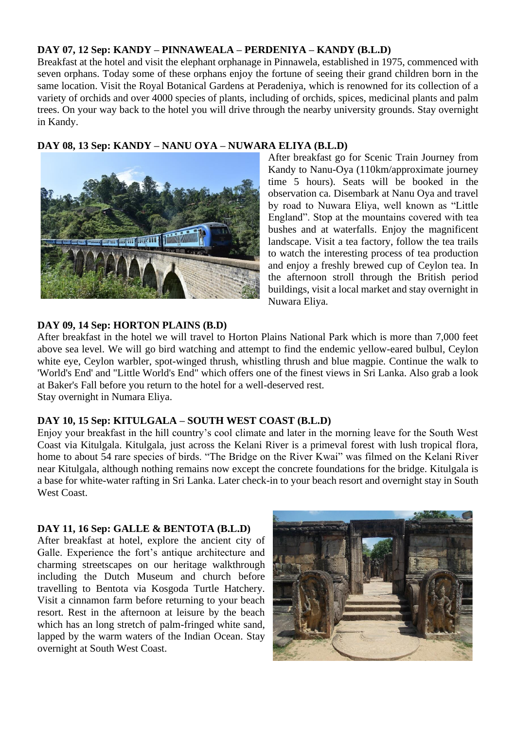**DAY 07, 12 Sep: KANDY – PINNAWEALA – PERDENIYA – KANDY (B.L.D)**

Breakfast at the hotel and visit the elephant orphanage in Pinnawela, established in 1975, commenced with seven orphans. Today some of these orphans enjoy the fortune of seeing their grand children born in the same location. Visit the Royal Botanical Gardens at Peradeniya, which is renowned for its collection of a variety of orchids and over 4000 species of plants, including of orchids, spices, medicinal plants and palm trees. On your way back to the hotel you will drive through the nearby university grounds. Stay overnight in Kandy.

**DAY 08, 13 Sep: KANDY – NANU OYA – NUWARA ELIYA (B.L.D)**

After breakfast go for Scenic Train Journey from Kandy to Nanu-Oya (110km/approximate journey time 5 hours). Seats will be booked in the observation ca. Disembark at Nanu Oya and travel by road to Nuwara Eliya, well known as "Little England". Stop at the mountains covered with tea bushes and at waterfalls. Enjoy the magnificent landscape. Visit a tea factory, follow the tea trails to watch the interesting process of tea production and enjoy a freshly brewed cup of Ceylon tea. In the afternoon stroll through the British period buildings, visit a local market and stay overnight in Nuwara Eliya.

**DAY 09, 14 Sep: HORTON PLAINS (B.D)**

After breakfast in the hotel we will travel to Horton Plains National Park which is more than 7,000 feet above sea level. We will go bird watching and attempt to find the endemic yellow-eared bulbul, Ceylon white eye, Ceylon warbler, spot-winged thrush, whistling thrush and blue magpie. Continue the walk to 'World's End' and "Little World's End" which offers one of the finest views in Sri Lanka. Also grab a look at Baker's Fall before you return to the hotel for a well-deserved rest.
Stay overnight in Numara Eliya.

**DAY 10, 15 Sep: KITULGALA – SOUTH WEST COAST (B.L.D)**

Enjoy your breakfast in the hill country's cool climate and later in the morning leave for the South West Coast via Kitulgala. Kitulgala, just across the Kelani River is a primeval forest with lush tropical flora, home to about 54 rare species of birds. "The Bridge on the River Kwai" was filmed on the Kelani River near Kitulgala, although nothing remains now except the concrete foundations for the bridge. Kitulgala is a base for white-water rafting in Sri Lanka. Later check-in to your beach resort and overnight stay in South West Coast.

**DAY 11, 16 Sep: GALLE & BENTOTA (B.L.D)**

After breakfast at hotel, explore the ancient city of Galle. Experience the fort's antique architecture and charming streetscapes on our heritage walkthrough including the Dutch Museum and church before travelling to Bentota via Kosgoda Turtle Hatchery. Visit a cinnamon farm before returning to your beach resort. Rest in the afternoon at leisure by the beach which has an long stretch of palm-fringed white sand, lapped by the warm waters of the Indian Ocean. Stay overnight at South West Coast.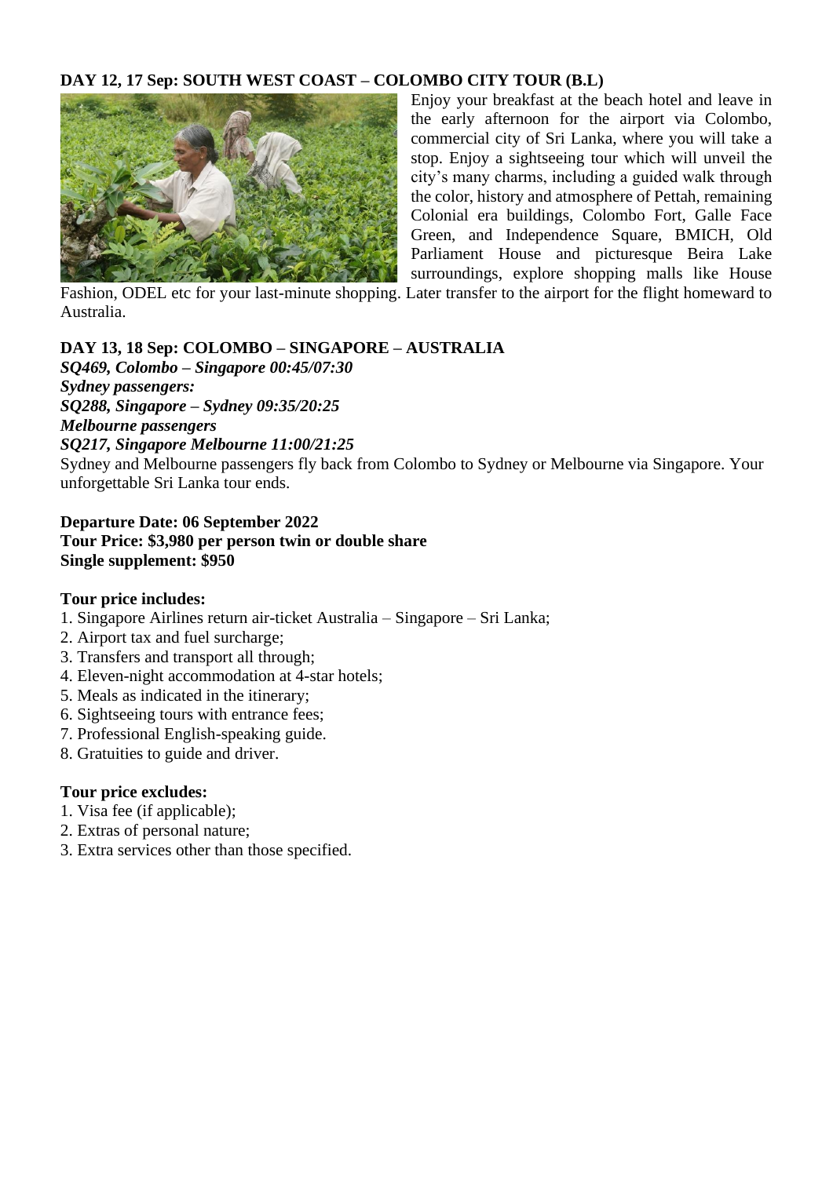**DAY 12, 17 Sep: SOUTH WEST COAST – COLOMBO CITY TOUR (B.L)**

Enjoy your breakfast at the beach hotel and leave in the early afternoon for the airport via Colombo, commercial city of Sri Lanka, where you will take a stop. Enjoy a sightseeing tour which will unveil the city's many charms, including a guided walk through the color, history and atmosphere of Pettah, remaining Colonial era buildings, Colombo Fort, Galle Face Green, and Independence Square, BMICH, Old Parliament House and picturesque Beira Lake surroundings, explore shopping malls like House Fashion, ODEL etc for your last-minute shopping. Later transfer to the airport for the flight homeward to Australia.

**DAY 13, 18 Sep: COLOMBO – SINGAPORE – AUSTRALIA**

***SQ469, Colombo – Singapore 00:45/07:30***
***Sydney passengers:***
***SQ288, Singapore – Sydney 09:35/20:25***
***Melbourne passengers***
***SQ217, Singapore Melbourne 11:00/21:25***

Sydney and Melbourne passengers fly back from Colombo to Sydney or Melbourne via Singapore. Your unforgettable Sri Lanka tour ends.

**Departure Date: 06 September 2022**
**Tour Price: $3,980 per person twin or double share**
**Single supplement: $950**

**Tour price includes:**

1. Singapore Airlines return air-ticket Australia – Singapore – Sri Lanka;
2. Airport tax and fuel surcharge;
3. Transfers and transport all through;
4. Eleven-night accommodation at 4-star hotels;
5. Meals as indicated in the itinerary;
6. Sightseeing tours with entrance fees;
7. Professional English-speaking guide.
8. Gratuities to guide and driver.

**Tour price excludes:**

1. Visa fee (if applicable);
2. Extras of personal nature;
3. Extra services other than those specified.